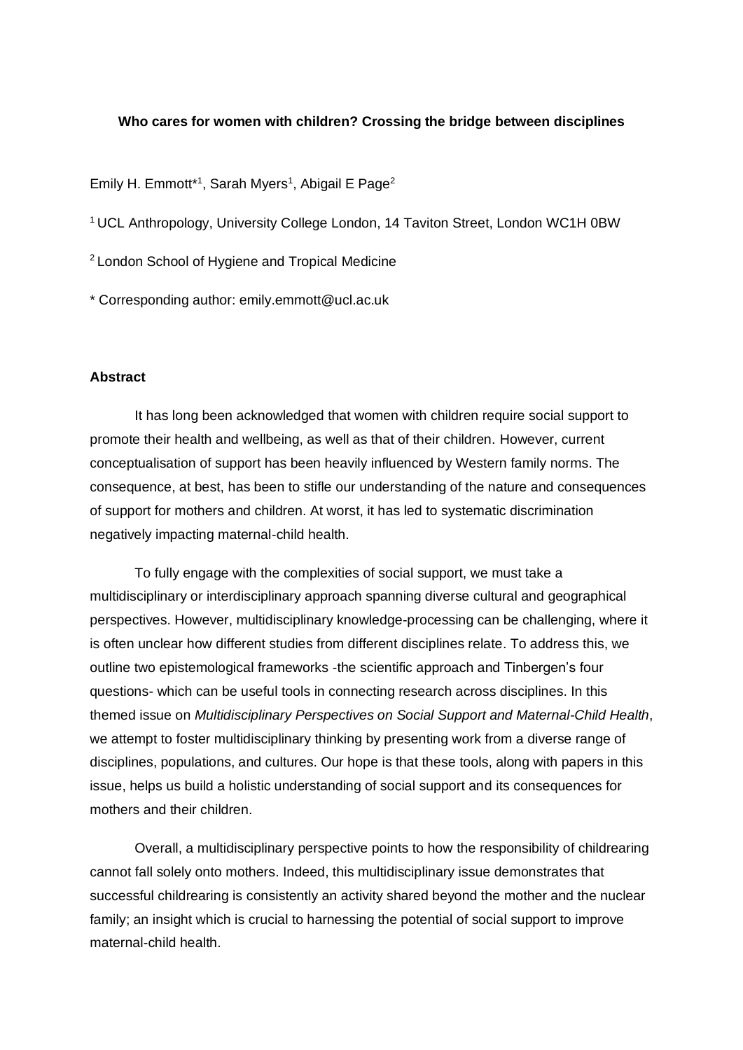**Who cares for women with children? Crossing the bridge between disciplines**

Emily H. Emmott*[1], Sarah Myers[1], Abigail E Page[2]

[1] UCL Anthropology, University College London, 14 Taviton Street, London WC1H 0BW

[2] London School of Hygiene and Tropical Medicine

* Corresponding author: emily.emmott@ucl.ac.uk

**Abstract**

It has long been acknowledged that women with children require social support to promote their health and wellbeing, as well as that of their children. However, current conceptualisation of support has been heavily influenced by Western family norms. The consequence, at best, has been to stifle our understanding of the nature and consequences of support for mothers and children. At worst, it has led to systematic discrimination negatively impacting maternal-child health.

To fully engage with the complexities of social support, we must take a multidisciplinary or interdisciplinary approach spanning diverse cultural and geographical perspectives. However, multidisciplinary knowledge-processing can be challenging, where it is often unclear how different studies from different disciplines relate. To address this, we outline two epistemological frameworks -the scientific approach and Tinbergen's four questions- which can be useful tools in connecting research across disciplines. In this themed issue on *Multidisciplinary Perspectives on Social Support and Maternal-Child Health*, we attempt to foster multidisciplinary thinking by presenting work from a diverse range of disciplines, populations, and cultures. Our hope is that these tools, along with papers in this issue, helps us build a holistic understanding of social support and its consequences for mothers and their children.

Overall, a multidisciplinary perspective points to how the responsibility of childrearing cannot fall solely onto mothers. Indeed, this multidisciplinary issue demonstrates that successful childrearing is consistently an activity shared beyond the mother and the nuclear family; an insight which is crucial to harnessing the potential of social support to improve maternal-child health.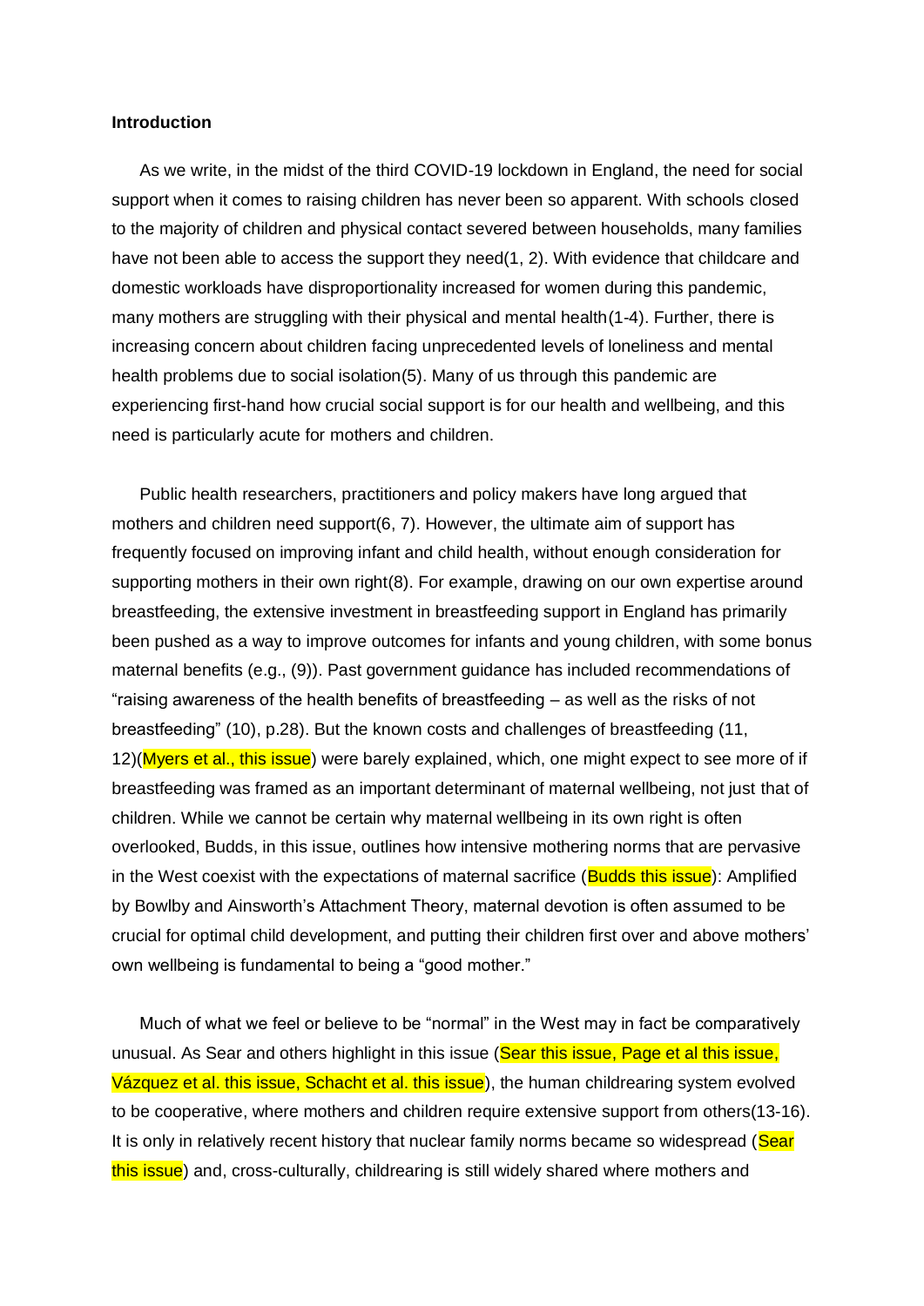**Introduction**

As we write, in the midst of the third COVID-19 lockdown in England, the need for social support when it comes to raising children has never been so apparent. With schools closed to the majority of children and physical contact severed between households, many families have not been able to access the support they need(1, 2). With evidence that childcare and domestic workloads have disproportionality increased for women during this pandemic, many mothers are struggling with their physical and mental health(1-4). Further, there is increasing concern about children facing unprecedented levels of loneliness and mental health problems due to social isolation(5). Many of us through this pandemic are experiencing first-hand how crucial social support is for our health and wellbeing, and this need is particularly acute for mothers and children.

Public health researchers, practitioners and policy makers have long argued that mothers and children need support(6, 7). However, the ultimate aim of support has frequently focused on improving infant and child health, without enough consideration for supporting mothers in their own right(8). For example, drawing on our own expertise around breastfeeding, the extensive investment in breastfeeding support in England has primarily been pushed as a way to improve outcomes for infants and young children, with some bonus maternal benefits (e.g., (9)). Past government guidance has included recommendations of "raising awareness of the health benefits of breastfeeding – as well as the risks of not breastfeeding" (10), p.28). But the known costs and challenges of breastfeeding (11, 12)(Myers et al., this issue) were barely explained, which, one might expect to see more of if breastfeeding was framed as an important determinant of maternal wellbeing, not just that of children. While we cannot be certain why maternal wellbeing in its own right is often overlooked, Budds, in this issue, outlines how intensive mothering norms that are pervasive in the West coexist with the expectations of maternal sacrifice (Budds this issue): Amplified by Bowlby and Ainsworth's Attachment Theory, maternal devotion is often assumed to be crucial for optimal child development, and putting their children first over and above mothers' own wellbeing is fundamental to being a "good mother."

Much of what we feel or believe to be "normal" in the West may in fact be comparatively unusual. As Sear and others highlight in this issue (Sear this issue, Page et al this issue, Vázquez et al. this issue, Schacht et al. this issue), the human childrearing system evolved to be cooperative, where mothers and children require extensive support from others(13-16). It is only in relatively recent history that nuclear family norms became so widespread (Sear this issue) and, cross-culturally, childrearing is still widely shared where mothers and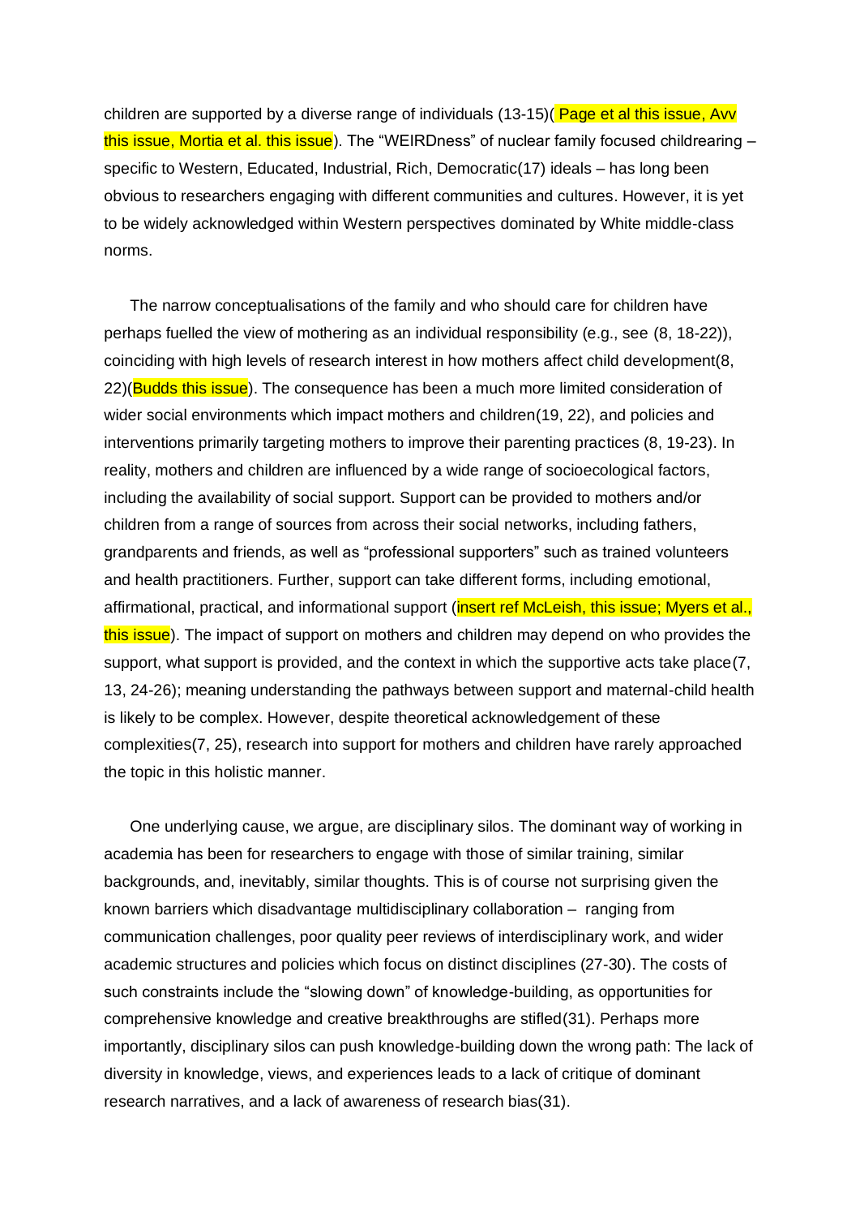children are supported by a diverse range of individuals (13-15)( Page et al this issue, Avv this issue, Mortia et al. this issue). The "WEIRDness" of nuclear family focused childrearing – specific to Western, Educated, Industrial, Rich, Democratic(17) ideals – has long been obvious to researchers engaging with different communities and cultures. However, it is yet to be widely acknowledged within Western perspectives dominated by White middle-class norms.

The narrow conceptualisations of the family and who should care for children have perhaps fuelled the view of mothering as an individual responsibility (e.g., see (8, 18-22)), coinciding with high levels of research interest in how mothers affect child development(8, 22)(Budds this issue). The consequence has been a much more limited consideration of wider social environments which impact mothers and children(19, 22), and policies and interventions primarily targeting mothers to improve their parenting practices (8, 19-23). In reality, mothers and children are influenced by a wide range of socioecological factors, including the availability of social support. Support can be provided to mothers and/or children from a range of sources from across their social networks, including fathers, grandparents and friends, as well as "professional supporters" such as trained volunteers and health practitioners. Further, support can take different forms, including emotional, affirmational, practical, and informational support (insert ref McLeish, this issue; Myers et al., this issue). The impact of support on mothers and children may depend on who provides the support, what support is provided, and the context in which the supportive acts take place(7, 13, 24-26); meaning understanding the pathways between support and maternal-child health is likely to be complex. However, despite theoretical acknowledgement of these complexities(7, 25), research into support for mothers and children have rarely approached the topic in this holistic manner.

One underlying cause, we argue, are disciplinary silos. The dominant way of working in academia has been for researchers to engage with those of similar training, similar backgrounds, and, inevitably, similar thoughts. This is of course not surprising given the known barriers which disadvantage multidisciplinary collaboration – ranging from communication challenges, poor quality peer reviews of interdisciplinary work, and wider academic structures and policies which focus on distinct disciplines (27-30). The costs of such constraints include the "slowing down" of knowledge-building, as opportunities for comprehensive knowledge and creative breakthroughs are stifled(31). Perhaps more importantly, disciplinary silos can push knowledge-building down the wrong path: The lack of diversity in knowledge, views, and experiences leads to a lack of critique of dominant research narratives, and a lack of awareness of research bias(31).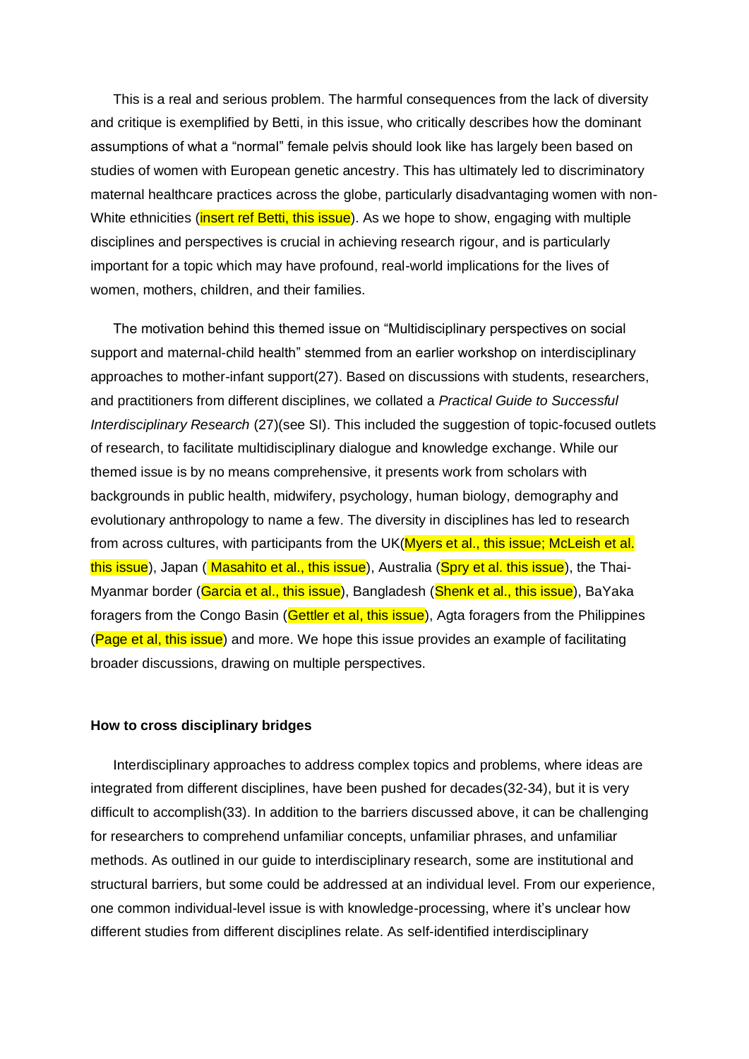This is a real and serious problem. The harmful consequences from the lack of diversity and critique is exemplified by Betti, in this issue, who critically describes how the dominant assumptions of what a "normal" female pelvis should look like has largely been based on studies of women with European genetic ancestry. This has ultimately led to discriminatory maternal healthcare practices across the globe, particularly disadvantaging women with non-White ethnicities (insert ref Betti, this issue). As we hope to show, engaging with multiple disciplines and perspectives is crucial in achieving research rigour, and is particularly important for a topic which may have profound, real-world implications for the lives of women, mothers, children, and their families.

The motivation behind this themed issue on "Multidisciplinary perspectives on social support and maternal-child health" stemmed from an earlier workshop on interdisciplinary approaches to mother-infant support(27). Based on discussions with students, researchers, and practitioners from different disciplines, we collated a *Practical Guide to Successful Interdisciplinary Research* (27)(see SI). This included the suggestion of topic-focused outlets of research, to facilitate multidisciplinary dialogue and knowledge exchange. While our themed issue is by no means comprehensive, it presents work from scholars with backgrounds in public health, midwifery, psychology, human biology, demography and evolutionary anthropology to name a few. The diversity in disciplines has led to research from across cultures, with participants from the UK(Myers et al., this issue; McLeish et al. this issue), Japan ( Masahito et al., this issue), Australia (Spry et al. this issue), the Thai-Myanmar border (Garcia et al., this issue), Bangladesh (Shenk et al., this issue), BaYaka foragers from the Congo Basin (Gettler et al, this issue), Agta foragers from the Philippines (Page et al, this issue) and more. We hope this issue provides an example of facilitating broader discussions, drawing on multiple perspectives.

**How to cross disciplinary bridges**

Interdisciplinary approaches to address complex topics and problems, where ideas are integrated from different disciplines, have been pushed for decades(32-34), but it is very difficult to accomplish(33). In addition to the barriers discussed above, it can be challenging for researchers to comprehend unfamiliar concepts, unfamiliar phrases, and unfamiliar methods. As outlined in our guide to interdisciplinary research, some are institutional and structural barriers, but some could be addressed at an individual level. From our experience, one common individual-level issue is with knowledge-processing, where it's unclear how different studies from different disciplines relate. As self-identified interdisciplinary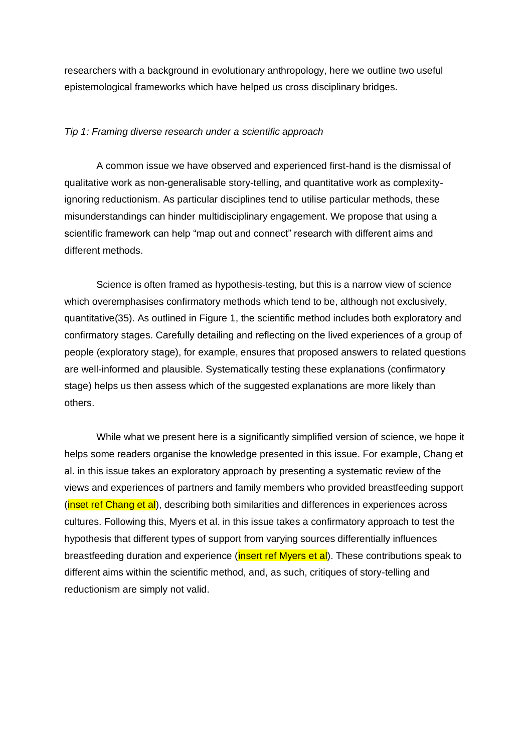researchers with a background in evolutionary anthropology, here we outline two useful epistemological frameworks which have helped us cross disciplinary bridges.

*Tip 1: Framing diverse research under a scientific approach*

A common issue we have observed and experienced first-hand is the dismissal of qualitative work as non-generalisable story-telling, and quantitative work as complexity-ignoring reductionism. As particular disciplines tend to utilise particular methods, these misunderstandings can hinder multidisciplinary engagement. We propose that using a scientific framework can help "map out and connect" research with different aims and different methods.

Science is often framed as hypothesis-testing, but this is a narrow view of science which overemphasises confirmatory methods which tend to be, although not exclusively, quantitative(35). As outlined in Figure 1, the scientific method includes both exploratory and confirmatory stages. Carefully detailing and reflecting on the lived experiences of a group of people (exploratory stage), for example, ensures that proposed answers to related questions are well-informed and plausible. Systematically testing these explanations (confirmatory stage) helps us then assess which of the suggested explanations are more likely than others.

While what we present here is a significantly simplified version of science, we hope it helps some readers organise the knowledge presented in this issue. For example, Chang et al. in this issue takes an exploratory approach by presenting a systematic review of the views and experiences of partners and family members who provided breastfeeding support (inset ref Chang et al), describing both similarities and differences in experiences across cultures. Following this, Myers et al. in this issue takes a confirmatory approach to test the hypothesis that different types of support from varying sources differentially influences breastfeeding duration and experience (insert ref Myers et al). These contributions speak to different aims within the scientific method, and, as such, critiques of story-telling and reductionism are simply not valid.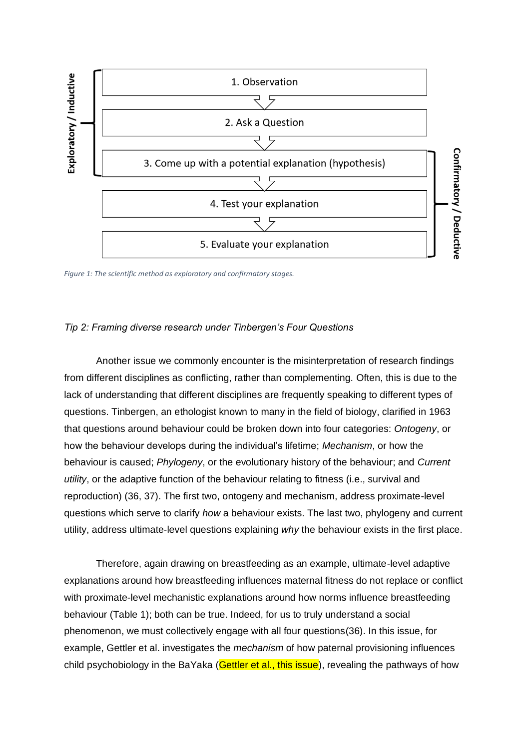Exploratory / Inductive

1. Observation
2. Ask a Question
3. Come up with a potential explanation (hypothesis)
4. Test your explanation
5. Evaluate your explanation

Confirmatory / Deductive

*Figure 1: The scientific method as exploratory and confirmatory stages.*

*Tip 2: Framing diverse research under Tinbergen's Four Questions*

Another issue we commonly encounter is the misinterpretation of research findings from different disciplines as conflicting, rather than complementing. Often, this is due to the lack of understanding that different disciplines are frequently speaking to different types of questions. Tinbergen, an ethologist known to many in the field of biology, clarified in 1963 that questions around behaviour could be broken down into four categories: *Ontogeny*, or how the behaviour develops during the individual's lifetime; *Mechanism*, or how the behaviour is caused; *Phylogeny*, or the evolutionary history of the behaviour; and *Current utility*, or the adaptive function of the behaviour relating to fitness (i.e., survival and reproduction) (36, 37). The first two, ontogeny and mechanism, address proximate-level questions which serve to clarify *how* a behaviour exists. The last two, phylogeny and current utility, address ultimate-level questions explaining *why* the behaviour exists in the first place.

Therefore, again drawing on breastfeeding as an example, ultimate-level adaptive explanations around how breastfeeding influences maternal fitness do not replace or conflict with proximate-level mechanistic explanations around how norms influence breastfeeding behaviour (Table 1); both can be true. Indeed, for us to truly understand a social phenomenon, we must collectively engage with all four questions(36). In this issue, for example, Gettler et al. investigates the *mechanism* of how paternal provisioning influences child psychobiology in the BaYaka (Gettler et al., this issue), revealing the pathways of how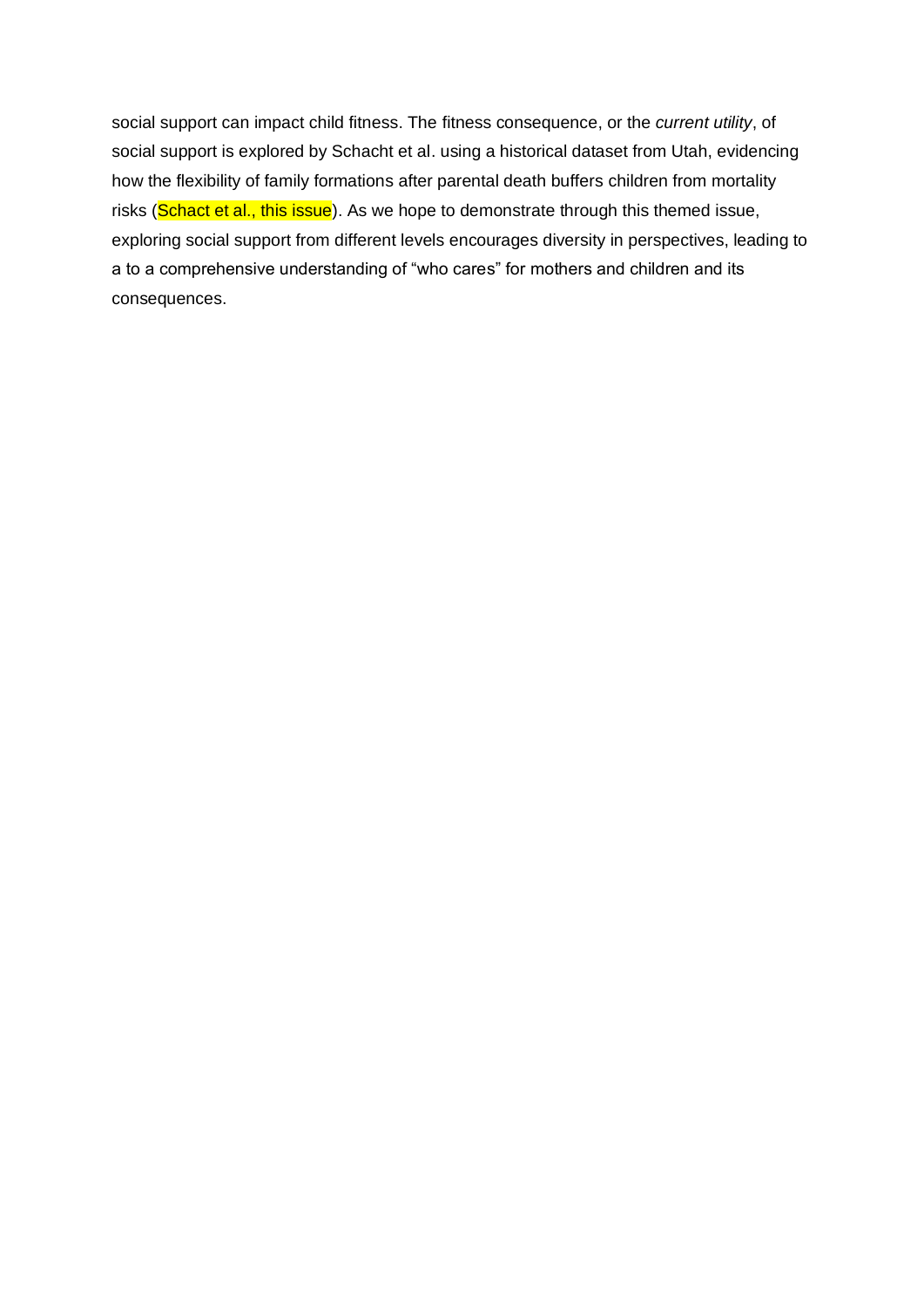social support can impact child fitness. The fitness consequence, or the *current utility*, of social support is explored by Schacht et al. using a historical dataset from Utah, evidencing how the flexibility of family formations after parental death buffers children from mortality risks (Schact et al., this issue). As we hope to demonstrate through this themed issue, exploring social support from different levels encourages diversity in perspectives, leading to a to a comprehensive understanding of "who cares" for mothers and children and its consequences.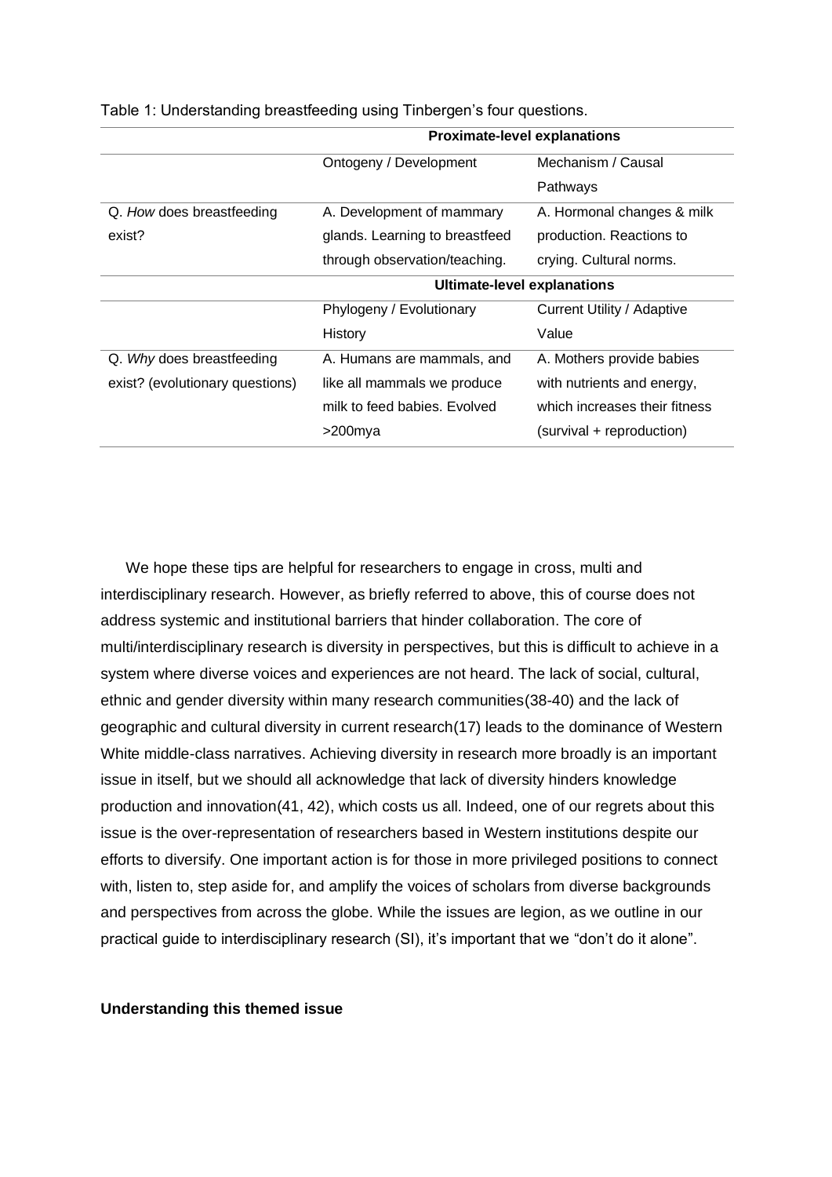Table 1: Understanding breastfeeding using Tinbergen's four questions.

| | **Proximate-level explanations** | |
|---|---|---|
| | Ontogeny / Development | Mechanism / Causal Pathways |
| Q. *How* does breastfeeding exist? | A. Development of mammary glands. Learning to breastfeed through observation/teaching. | A. Hormonal changes & milk production. Reactions to crying. Cultural norms. |
| | **Ultimate-level explanations** | |
| | Phylogeny / Evolutionary History | Current Utility / Adaptive Value |
| Q. *Why* does breastfeeding exist? (evolutionary questions) | A. Humans are mammals, and like all mammals we produce milk to feed babies. Evolved >200mya | A. Mothers provide babies with nutrients and energy, which increases their fitness (survival + reproduction) |

We hope these tips are helpful for researchers to engage in cross, multi and interdisciplinary research. However, as briefly referred to above, this of course does not address systemic and institutional barriers that hinder collaboration. The core of multi/interdisciplinary research is diversity in perspectives, but this is difficult to achieve in a system where diverse voices and experiences are not heard. The lack of social, cultural, ethnic and gender diversity within many research communities(38-40) and the lack of geographic and cultural diversity in current research(17) leads to the dominance of Western White middle-class narratives. Achieving diversity in research more broadly is an important issue in itself, but we should all acknowledge that lack of diversity hinders knowledge production and innovation(41, 42), which costs us all. Indeed, one of our regrets about this issue is the over-representation of researchers based in Western institutions despite our efforts to diversify. One important action is for those in more privileged positions to connect with, listen to, step aside for, and amplify the voices of scholars from diverse backgrounds and perspectives from across the globe. While the issues are legion, as we outline in our practical guide to interdisciplinary research (SI), it's important that we "don't do it alone".

**Understanding this themed issue**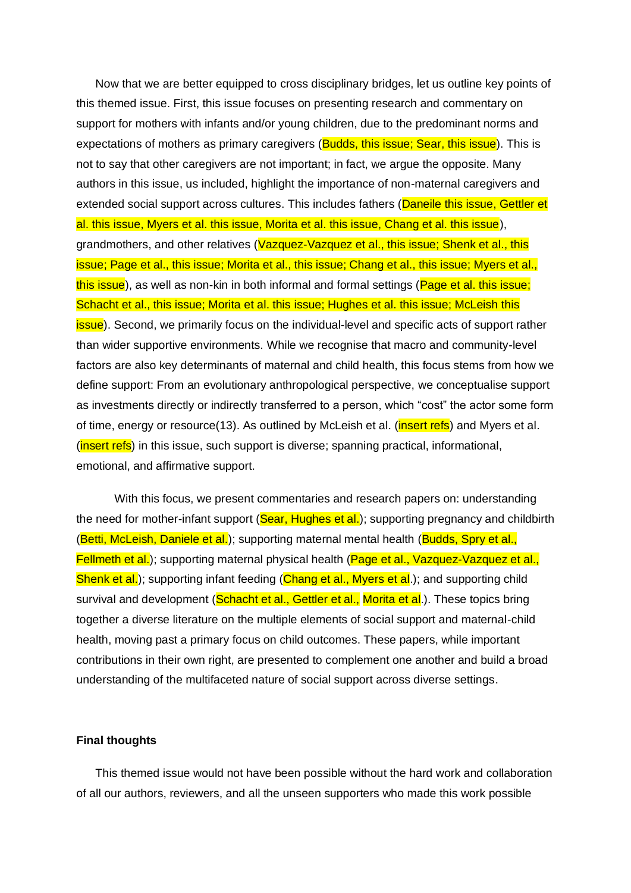Now that we are better equipped to cross disciplinary bridges, let us outline key points of this themed issue. First, this issue focuses on presenting research and commentary on support for mothers with infants and/or young children, due to the predominant norms and expectations of mothers as primary caregivers (Budds, this issue; Sear, this issue). This is not to say that other caregivers are not important; in fact, we argue the opposite. Many authors in this issue, us included, highlight the importance of non-maternal caregivers and extended social support across cultures. This includes fathers (Daneile this issue, Gettler et al. this issue, Myers et al. this issue, Morita et al. this issue, Chang et al. this issue), grandmothers, and other relatives (Vazquez-Vazquez et al., this issue; Shenk et al., this issue; Page et al., this issue; Morita et al., this issue; Chang et al., this issue; Myers et al., this issue), as well as non-kin in both informal and formal settings (Page et al. this issue; Schacht et al., this issue; Morita et al. this issue; Hughes et al. this issue; McLeish this issue). Second, we primarily focus on the individual-level and specific acts of support rather than wider supportive environments. While we recognise that macro and community-level factors are also key determinants of maternal and child health, this focus stems from how we define support: From an evolutionary anthropological perspective, we conceptualise support as investments directly or indirectly transferred to a person, which "cost" the actor some form of time, energy or resource(13). As outlined by McLeish et al. (insert refs) and Myers et al. (insert refs) in this issue, such support is diverse; spanning practical, informational, emotional, and affirmative support.

With this focus, we present commentaries and research papers on: understanding the need for mother-infant support (Sear, Hughes et al.); supporting pregnancy and childbirth (Betti, McLeish, Daniele et al.); supporting maternal mental health (Budds, Spry et al., Fellmeth et al.); supporting maternal physical health (Page et al., Vazquez-Vazquez et al., Shenk et al.); supporting infant feeding (Chang et al., Myers et al.); and supporting child survival and development (Schacht et al., Gettler et al., Morita et al.). These topics bring together a diverse literature on the multiple elements of social support and maternal-child health, moving past a primary focus on child outcomes. These papers, while important contributions in their own right, are presented to complement one another and build a broad understanding of the multifaceted nature of social support across diverse settings.

## Final thoughts

This themed issue would not have been possible without the hard work and collaboration of all our authors, reviewers, and all the unseen supporters who made this work possible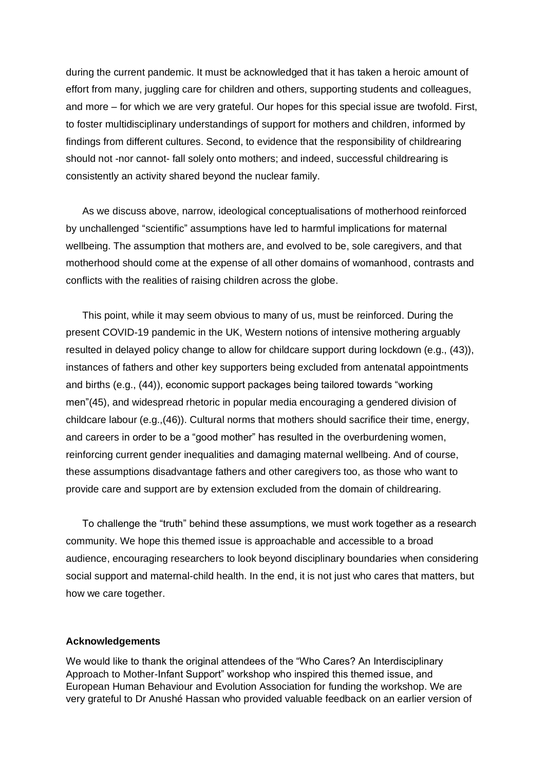during the current pandemic. It must be acknowledged that it has taken a heroic amount of effort from many, juggling care for children and others, supporting students and colleagues, and more – for which we are very grateful. Our hopes for this special issue are twofold. First, to foster multidisciplinary understandings of support for mothers and children, informed by findings from different cultures. Second, to evidence that the responsibility of childrearing should not -nor cannot- fall solely onto mothers; and indeed, successful childrearing is consistently an activity shared beyond the nuclear family.

As we discuss above, narrow, ideological conceptualisations of motherhood reinforced by unchallenged "scientific" assumptions have led to harmful implications for maternal wellbeing. The assumption that mothers are, and evolved to be, sole caregivers, and that motherhood should come at the expense of all other domains of womanhood, contrasts and conflicts with the realities of raising children across the globe.

This point, while it may seem obvious to many of us, must be reinforced. During the present COVID-19 pandemic in the UK, Western notions of intensive mothering arguably resulted in delayed policy change to allow for childcare support during lockdown (e.g., (43)), instances of fathers and other key supporters being excluded from antenatal appointments and births (e.g., (44)), economic support packages being tailored towards "working men"(45), and widespread rhetoric in popular media encouraging a gendered division of childcare labour (e.g.,(46)). Cultural norms that mothers should sacrifice their time, energy, and careers in order to be a "good mother" has resulted in the overburdening women, reinforcing current gender inequalities and damaging maternal wellbeing. And of course, these assumptions disadvantage fathers and other caregivers too, as those who want to provide care and support are by extension excluded from the domain of childrearing.

To challenge the "truth" behind these assumptions, we must work together as a research community. We hope this themed issue is approachable and accessible to a broad audience, encouraging researchers to look beyond disciplinary boundaries when considering social support and maternal-child health. In the end, it is not just who cares that matters, but how we care together.

## Acknowledgements

We would like to thank the original attendees of the "Who Cares? An Interdisciplinary Approach to Mother-Infant Support" workshop who inspired this themed issue, and European Human Behaviour and Evolution Association for funding the workshop. We are very grateful to Dr Anushé Hassan who provided valuable feedback on an earlier version of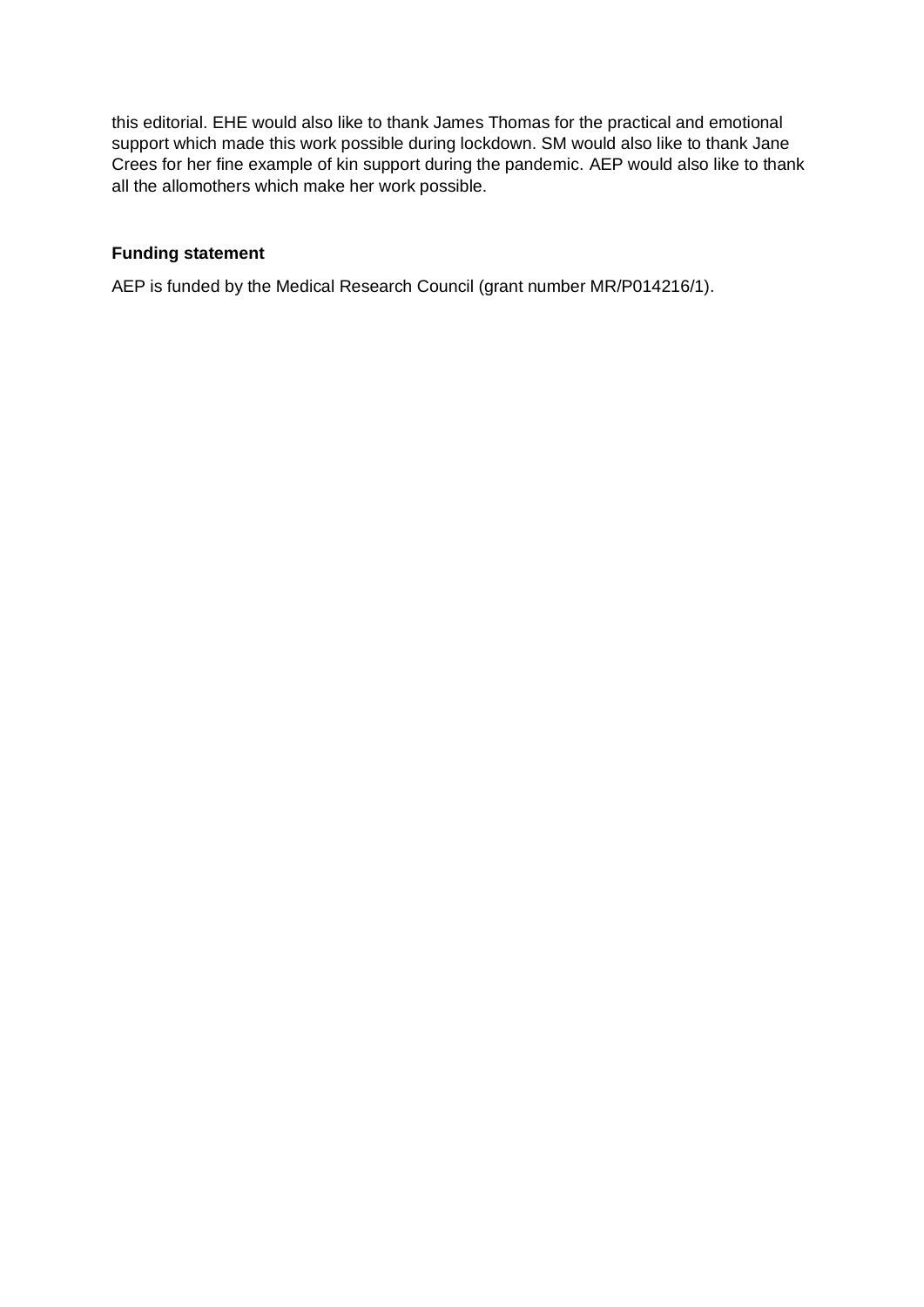this editorial. EHE would also like to thank James Thomas for the practical and emotional support which made this work possible during lockdown. SM would also like to thank Jane Crees for her fine example of kin support during the pandemic. AEP would also like to thank all the allomothers which make her work possible.

**Funding statement**

AEP is funded by the Medical Research Council (grant number MR/P014216/1).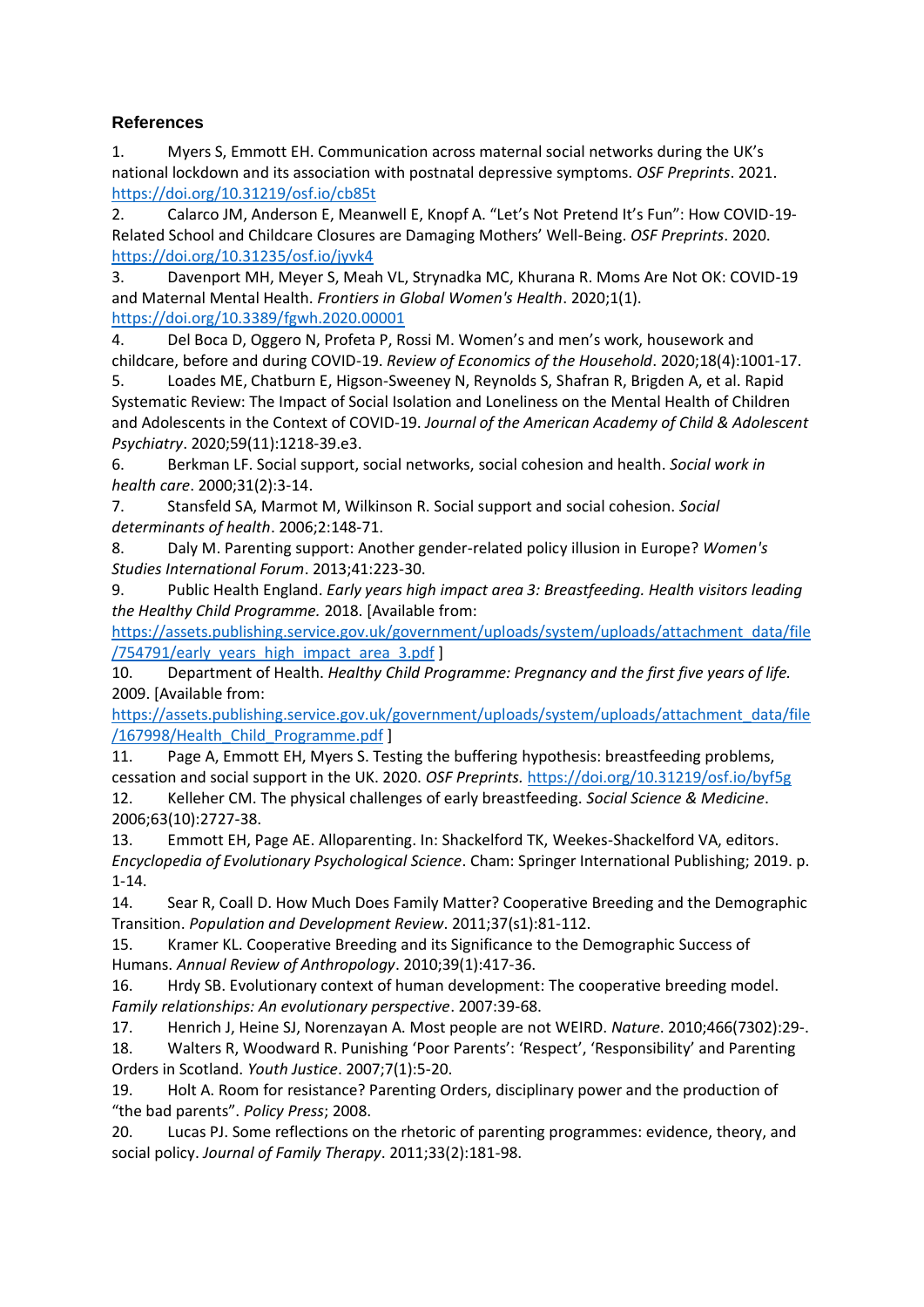## References

1. Myers S, Emmott EH. Communication across maternal social networks during the UK's national lockdown and its association with postnatal depressive symptoms. *OSF Preprints*. 2021. https://doi.org/10.31219/osf.io/cb85t
2. Calarco JM, Anderson E, Meanwell E, Knopf A. "Let's Not Pretend It's Fun": How COVID-19-Related School and Childcare Closures are Damaging Mothers' Well-Being. *OSF Preprints*. 2020. https://doi.org/10.31235/osf.io/jyvk4
3. Davenport MH, Meyer S, Meah VL, Strynadka MC, Khurana R. Moms Are Not OK: COVID-19 and Maternal Mental Health. *Frontiers in Global Women's Health*. 2020;1(1). https://doi.org/10.3389/fgwh.2020.00001
4. Del Boca D, Oggero N, Profeta P, Rossi M. Women's and men's work, housework and childcare, before and during COVID-19. *Review of Economics of the Household*. 2020;18(4):1001-17.
5. Loades ME, Chatburn E, Higson-Sweeney N, Reynolds S, Shafran R, Brigden A, et al. Rapid Systematic Review: The Impact of Social Isolation and Loneliness on the Mental Health of Children and Adolescents in the Context of COVID-19. *Journal of the American Academy of Child & Adolescent Psychiatry*. 2020;59(11):1218-39.e3.
6. Berkman LF. Social support, social networks, social cohesion and health. *Social work in health care*. 2000;31(2):3-14.
7. Stansfeld SA, Marmot M, Wilkinson R. Social support and social cohesion. *Social determinants of health*. 2006;2:148-71.
8. Daly M. Parenting support: Another gender-related policy illusion in Europe? *Women's Studies International Forum*. 2013;41:223-30.
9. Public Health England. *Early years high impact area 3: Breastfeeding. Health visitors leading the Healthy Child Programme.* 2018. [Available from: https://assets.publishing.service.gov.uk/government/uploads/system/uploads/attachment_data/file/754791/early_years_high_impact_area_3.pdf ]
10. Department of Health. *Healthy Child Programme: Pregnancy and the first five years of life.* 2009. [Available from: https://assets.publishing.service.gov.uk/government/uploads/system/uploads/attachment_data/file/167998/Health_Child_Programme.pdf ]
11. Page A, Emmott EH, Myers S. Testing the buffering hypothesis: breastfeeding problems, cessation and social support in the UK. 2020. *OSF Preprints.* https://doi.org/10.31219/osf.io/byf5g
12. Kelleher CM. The physical challenges of early breastfeeding. *Social Science & Medicine*. 2006;63(10):2727-38.
13. Emmott EH, Page AE. Alloparenting. In: Shackelford TK, Weekes-Shackelford VA, editors. *Encyclopedia of Evolutionary Psychological Science*. Cham: Springer International Publishing; 2019. p. 1-14.
14. Sear R, Coall D. How Much Does Family Matter? Cooperative Breeding and the Demographic Transition. *Population and Development Review*. 2011;37(s1):81-112.
15. Kramer KL. Cooperative Breeding and its Significance to the Demographic Success of Humans. *Annual Review of Anthropology*. 2010;39(1):417-36.
16. Hrdy SB. Evolutionary context of human development: The cooperative breeding model. *Family relationships: An evolutionary perspective*. 2007:39-68.
17. Henrich J, Heine SJ, Norenzayan A. Most people are not WEIRD. *Nature*. 2010;466(7302):29-.
18. Walters R, Woodward R. Punishing 'Poor Parents': 'Respect', 'Responsibility' and Parenting Orders in Scotland. *Youth Justice*. 2007;7(1):5-20.
19. Holt A. Room for resistance? Parenting Orders, disciplinary power and the production of "the bad parents". *Policy Press*; 2008.
20. Lucas PJ. Some reflections on the rhetoric of parenting programmes: evidence, theory, and social policy. *Journal of Family Therapy*. 2011;33(2):181-98.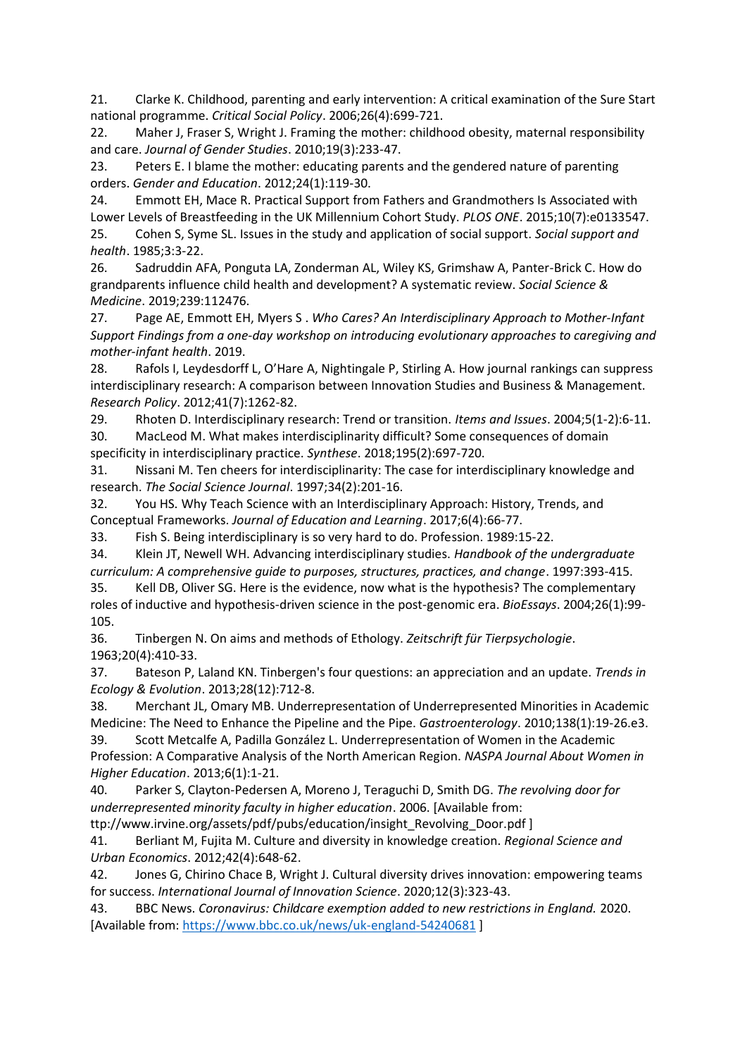21. Clarke K. Childhood, parenting and early intervention: A critical examination of the Sure Start national programme. *Critical Social Policy*. 2006;26(4):699-721.

22. Maher J, Fraser S, Wright J. Framing the mother: childhood obesity, maternal responsibility and care. *Journal of Gender Studies*. 2010;19(3):233-47.

23. Peters E. I blame the mother: educating parents and the gendered nature of parenting orders. *Gender and Education*. 2012;24(1):119-30.

24. Emmott EH, Mace R. Practical Support from Fathers and Grandmothers Is Associated with Lower Levels of Breastfeeding in the UK Millennium Cohort Study. *PLOS ONE*. 2015;10(7):e0133547.

25. Cohen S, Syme SL. Issues in the study and application of social support. *Social support and health*. 1985;3:3-22.

26. Sadruddin AFA, Ponguta LA, Zonderman AL, Wiley KS, Grimshaw A, Panter-Brick C. How do grandparents influence child health and development? A systematic review. *Social Science & Medicine*. 2019;239:112476.

27. Page AE, Emmott EH, Myers S . *Who Cares? An Interdisciplinary Approach to Mother-Infant Support Findings from a one-day workshop on introducing evolutionary approaches to caregiving and mother-infant health*. 2019.

28. Rafols I, Leydesdorff L, O'Hare A, Nightingale P, Stirling A. How journal rankings can suppress interdisciplinary research: A comparison between Innovation Studies and Business & Management. *Research Policy*. 2012;41(7):1262-82.

29. Rhoten D. Interdisciplinary research: Trend or transition. *Items and Issues*. 2004;5(1-2):6-11.

30. MacLeod M. What makes interdisciplinarity difficult? Some consequences of domain specificity in interdisciplinary practice. *Synthese*. 2018;195(2):697-720.

31. Nissani M. Ten cheers for interdisciplinarity: The case for interdisciplinary knowledge and research. *The Social Science Journal*. 1997;34(2):201-16.

32. You HS. Why Teach Science with an Interdisciplinary Approach: History, Trends, and Conceptual Frameworks. *Journal of Education and Learning*. 2017;6(4):66-77.

33. Fish S. Being interdisciplinary is so very hard to do. Profession. 1989:15-22.

34. Klein JT, Newell WH. Advancing interdisciplinary studies. *Handbook of the undergraduate curriculum: A comprehensive guide to purposes, structures, practices, and change*. 1997:393-415.

35. Kell DB, Oliver SG. Here is the evidence, now what is the hypothesis? The complementary roles of inductive and hypothesis-driven science in the post-genomic era. *BioEssays*. 2004;26(1):99-105.

36. Tinbergen N. On aims and methods of Ethology. *Zeitschrift für Tierpsychologie*. 1963;20(4):410-33.

37. Bateson P, Laland KN. Tinbergen's four questions: an appreciation and an update. *Trends in Ecology & Evolution*. 2013;28(12):712-8.

38. Merchant JL, Omary MB. Underrepresentation of Underrepresented Minorities in Academic Medicine: The Need to Enhance the Pipeline and the Pipe. *Gastroenterology*. 2010;138(1):19-26.e3.

39. Scott Metcalfe A, Padilla González L. Underrepresentation of Women in the Academic Profession: A Comparative Analysis of the North American Region. *NASPA Journal About Women in Higher Education*. 2013;6(1):1-21.

40. Parker S, Clayton-Pedersen A, Moreno J, Teraguchi D, Smith DG. *The revolving door for underrepresented minority faculty in higher education*. 2006. [Available from: ttp://www.irvine.org/assets/pdf/pubs/education/insight_Revolving_Door.pdf ]

41. Berliant M, Fujita M. Culture and diversity in knowledge creation. *Regional Science and Urban Economics*. 2012;42(4):648-62.

42. Jones G, Chirino Chace B, Wright J. Cultural diversity drives innovation: empowering teams for success. *International Journal of Innovation Science*. 2020;12(3):323-43.

43. BBC News. *Coronavirus: Childcare exemption added to new restrictions in England.* 2020. [Available from: https://www.bbc.co.uk/news/uk-england-54240681 ]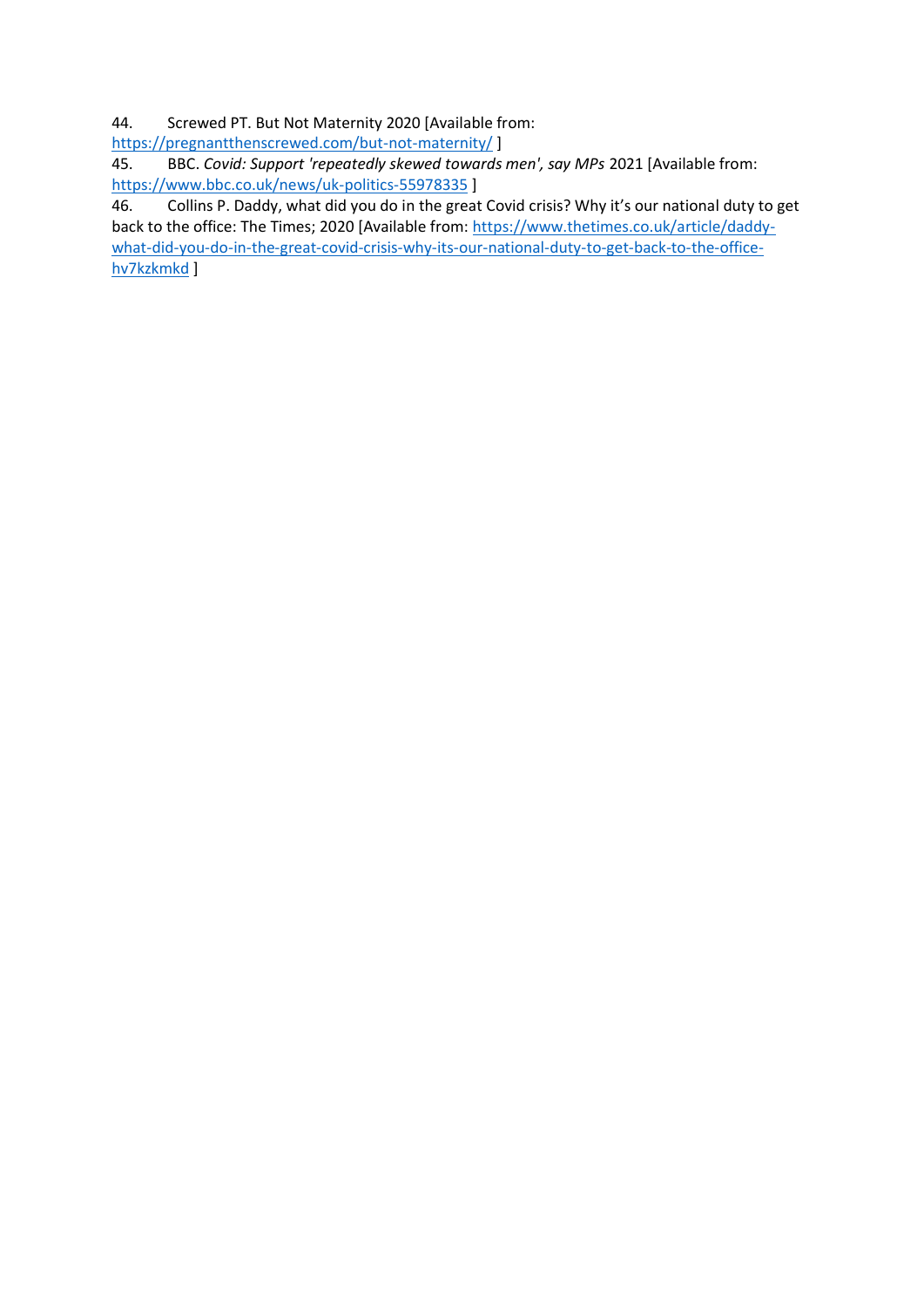44. Screwed PT. But Not Maternity 2020 [Available from: https://pregnantthenscrewed.com/but-not-maternity/ ]

45. BBC. *Covid: Support 'repeatedly skewed towards men', say MPs* 2021 [Available from: https://www.bbc.co.uk/news/uk-politics-55978335 ]

46. Collins P. Daddy, what did you do in the great Covid crisis? Why it's our national duty to get back to the office: The Times; 2020 [Available from: https://www.thetimes.co.uk/article/daddy-what-did-you-do-in-the-great-covid-crisis-why-its-our-national-duty-to-get-back-to-the-office-hv7kzkmkd ]